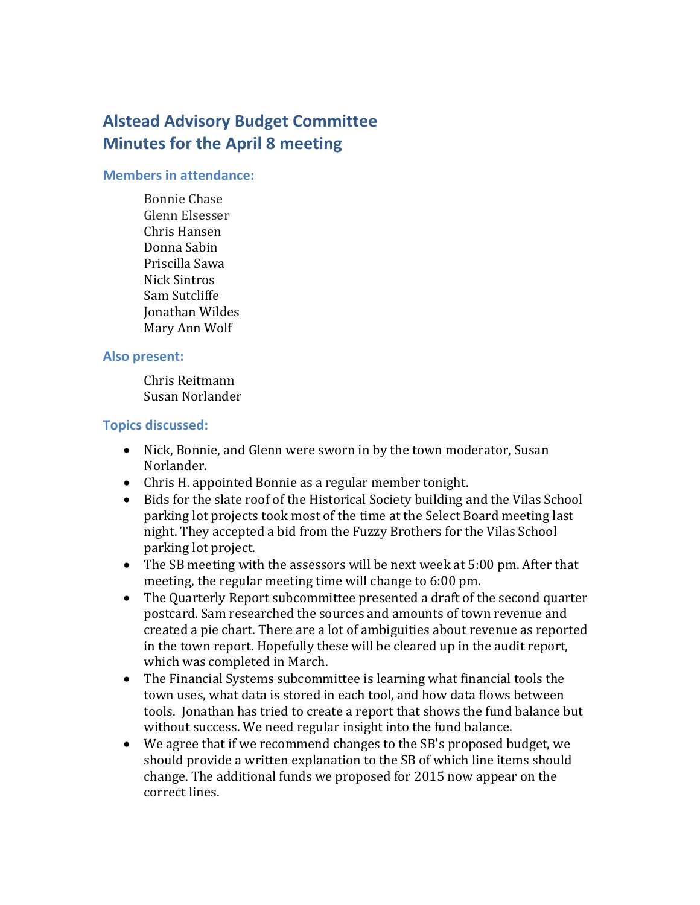# Alstead Advisory Budget Committee
# Minutes for the April 8 meeting

### Members in attendance:

Bonnie Chase
Glenn Elsesser
Chris Hansen
Donna Sabin
Priscilla Sawa
Nick Sintros
Sam Sutcliffe
Jonathan Wildes
Mary Ann Wolf

### Also present:

Chris Reitmann
Susan Norlander

### Topics discussed:

- Nick, Bonnie, and Glenn were sworn in by the town moderator, Susan Norlander.
- Chris H. appointed Bonnie as a regular member tonight.
- Bids for the slate roof of the Historical Society building and the Vilas School parking lot projects took most of the time at the Select Board meeting last night. They accepted a bid from the Fuzzy Brothers for the Vilas School parking lot project.
- The SB meeting with the assessors will be next week at 5:00 pm. After that meeting, the regular meeting time will change to 6:00 pm.
- The Quarterly Report subcommittee presented a draft of the second quarter postcard. Sam researched the sources and amounts of town revenue and created a pie chart. There are a lot of ambiguities about revenue as reported in the town report. Hopefully these will be cleared up in the audit report, which was completed in March.
- The Financial Systems subcommittee is learning what financial tools the town uses, what data is stored in each tool, and how data flows between tools. Jonathan has tried to create a report that shows the fund balance but without success. We need regular insight into the fund balance.
- We agree that if we recommend changes to the SB's proposed budget, we should provide a written explanation to the SB of which line items should change. The additional funds we proposed for 2015 now appear on the correct lines.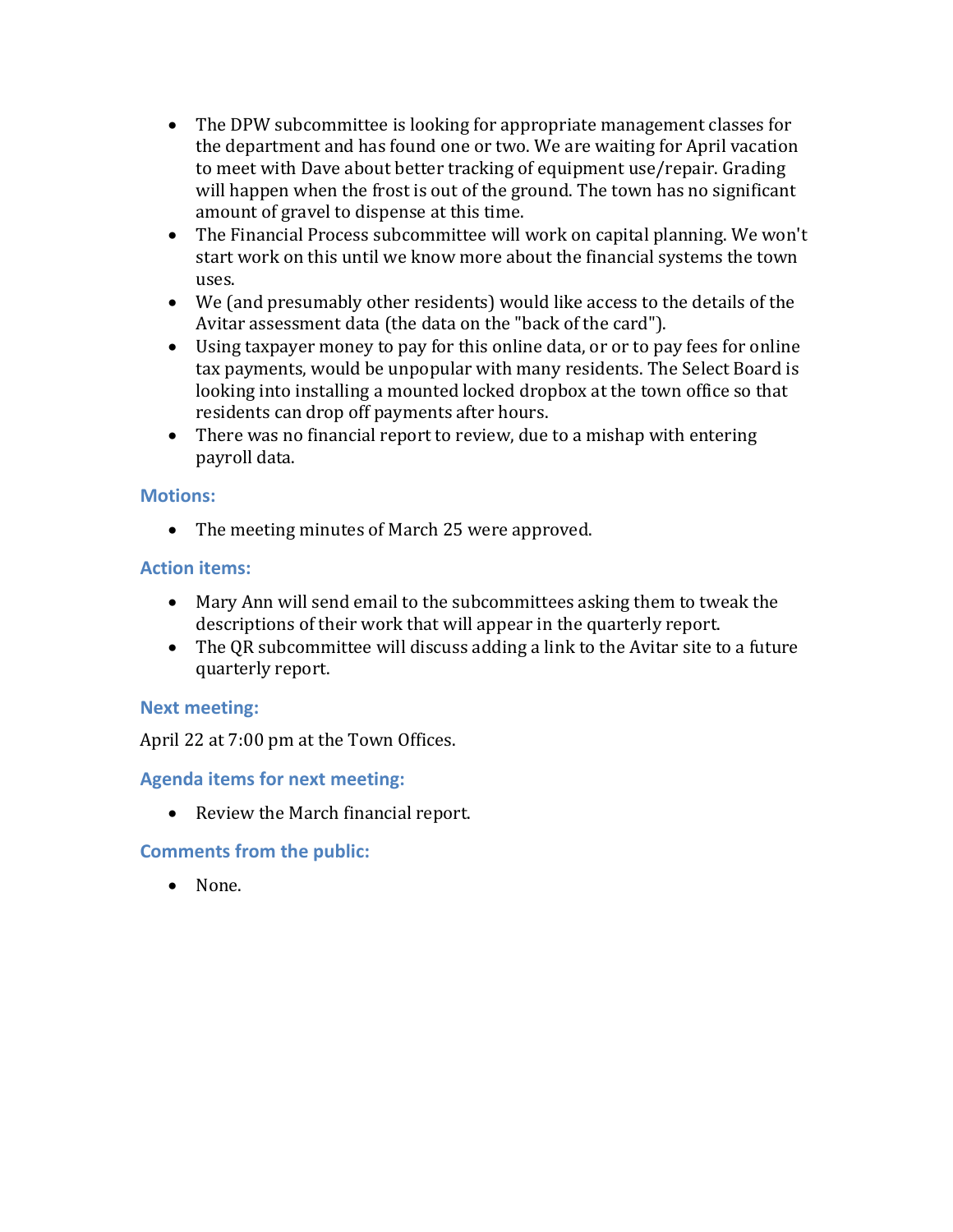- The DPW subcommittee is looking for appropriate management classes for the department and has found one or two. We are waiting for April vacation to meet with Dave about better tracking of equipment use/repair. Grading will happen when the frost is out of the ground. The town has no significant amount of gravel to dispense at this time.
- The Financial Process subcommittee will work on capital planning. We won't start work on this until we know more about the financial systems the town uses.
- We (and presumably other residents) would like access to the details of the Avitar assessment data (the data on the "back of the card").
- Using taxpayer money to pay for this online data, or or to pay fees for online tax payments, would be unpopular with many residents. The Select Board is looking into installing a mounted locked dropbox at the town office so that residents can drop off payments after hours.
- There was no financial report to review, due to a mishap with entering payroll data.

### Motions:

- The meeting minutes of March 25 were approved.

### Action items:

- Mary Ann will send email to the subcommittees asking them to tweak the descriptions of their work that will appear in the quarterly report.
- The QR subcommittee will discuss adding a link to the Avitar site to a future quarterly report.

### Next meeting:

April 22 at 7:00 pm at the Town Offices.

### Agenda items for next meeting:

- Review the March financial report.

### Comments from the public:

- None.